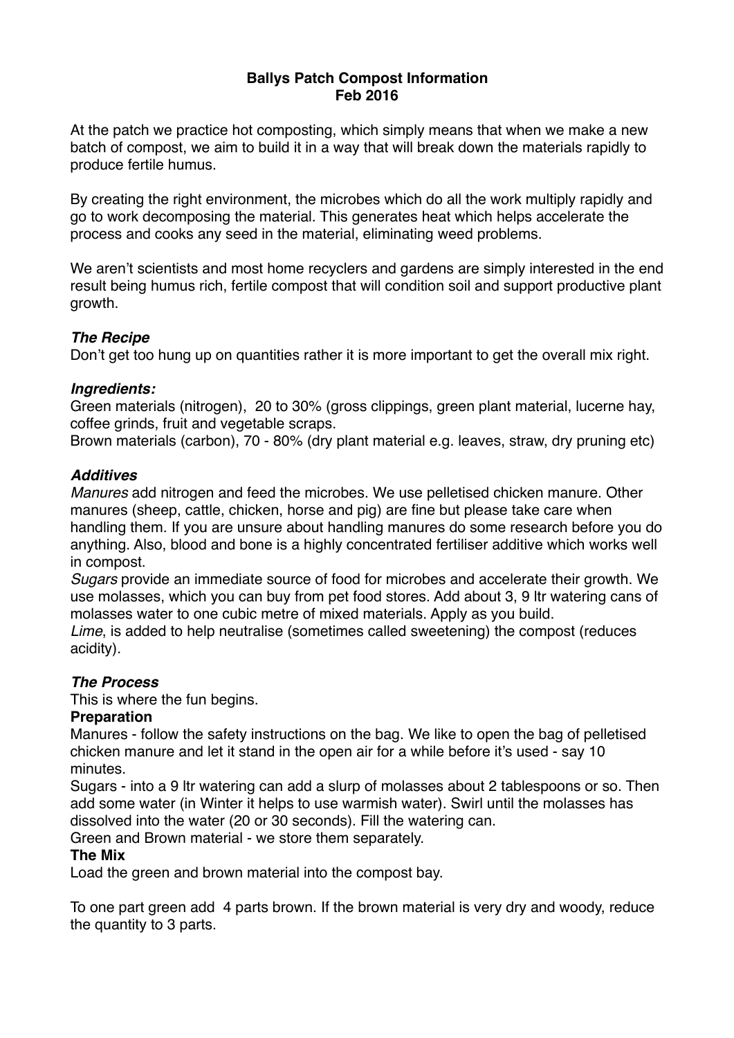**Ballys Patch Compost Information**
**Feb 2016**

At the patch we practice hot composting, which simply means that when we make a new batch of compost, we aim to build it in a way that will break down the materials rapidly to produce fertile humus.

By creating the right environment, the microbes which do all the work multiply rapidly and go to work decomposing the material. This generates heat which helps accelerate the process and cooks any seed in the material, eliminating weed problems.

We aren't scientists and most home recyclers and gardens are simply interested in the end result being humus rich, fertile compost that will condition soil and support productive plant growth.

***The Recipe***

Don't get too hung up on quantities rather it is more important to get the overall mix right.

***Ingredients:***

Green materials (nitrogen), 20 to 30% (gross clippings, green plant material, lucerne hay, coffee grinds, fruit and vegetable scraps.
Brown materials (carbon), 70 - 80% (dry plant material e.g. leaves, straw, dry pruning etc)

***Additives***

*Manures* add nitrogen and feed the microbes. We use pelletised chicken manure. Other manures (sheep, cattle, chicken, horse and pig) are fine but please take care when handling them. If you are unsure about handling manures do some research before you do anything. Also, blood and bone is a highly concentrated fertiliser additive which works well in compost.
*Sugars* provide an immediate source of food for microbes and accelerate their growth. We use molasses, which you can buy from pet food stores. Add about 3, 9 ltr watering cans of molasses water to one cubic metre of mixed materials. Apply as you build.
*Lime*, is added to help neutralise (sometimes called sweetening) the compost (reduces acidity).

***The Process***

This is where the fun begins.

**Preparation**

Manures - follow the safety instructions on the bag. We like to open the bag of pelletised chicken manure and let it stand in the open air for a while before it's used - say 10 minutes.
Sugars - into a 9 ltr watering can add a slurp of molasses about 2 tablespoons or so. Then add some water (in Winter it helps to use warmish water). Swirl until the molasses has dissolved into the water (20 or 30 seconds). Fill the watering can.
Green and Brown material - we store them separately.

**The Mix**

Load the green and brown material into the compost bay.

To one part green add 4 parts brown. If the brown material is very dry and woody, reduce the quantity to 3 parts.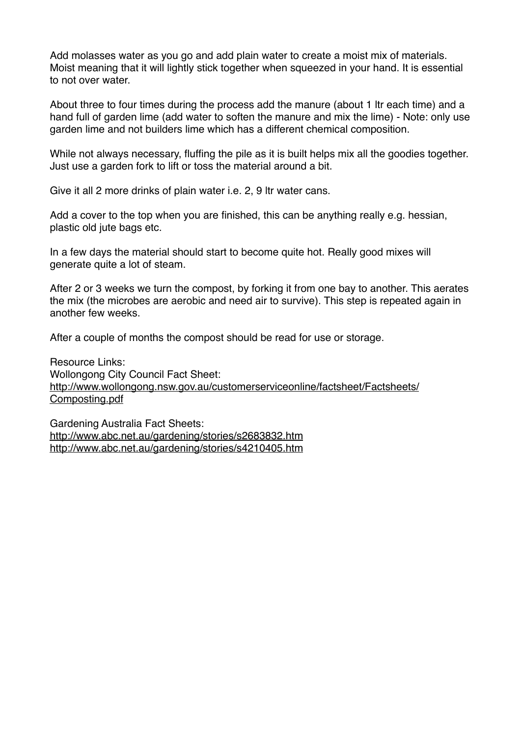Add molasses water as you go and add plain water to create a moist mix of materials. Moist meaning that it will lightly stick together when squeezed in your hand. It is essential to not over water.

About three to four times during the process add the manure (about 1 ltr each time) and a hand full of garden lime (add water to soften the manure and mix the lime) - Note: only use garden lime and not builders lime which has a different chemical composition.

While not always necessary, fluffing the pile as it is built helps mix all the goodies together. Just use a garden fork to lift or toss the material around a bit.

Give it all 2 more drinks of plain water i.e. 2, 9 ltr water cans.

Add a cover to the top when you are finished, this can be anything really e.g. hessian, plastic old jute bags etc.

In a few days the material should start to become quite hot. Really good mixes will generate quite a lot of steam.

After 2 or 3 weeks we turn the compost, by forking it from one bay to another. This aerates the mix (the microbes are aerobic and need air to survive). This step is repeated again in another few weeks.

After a couple of months the compost should be read for use or storage.

Resource Links:
Wollongong City Council Fact Sheet:
http://www.wollongong.nsw.gov.au/customerserviceonline/factsheet/Factsheets/Composting.pdf

Gardening Australia Fact Sheets:
http://www.abc.net.au/gardening/stories/s2683832.htm
http://www.abc.net.au/gardening/stories/s4210405.htm